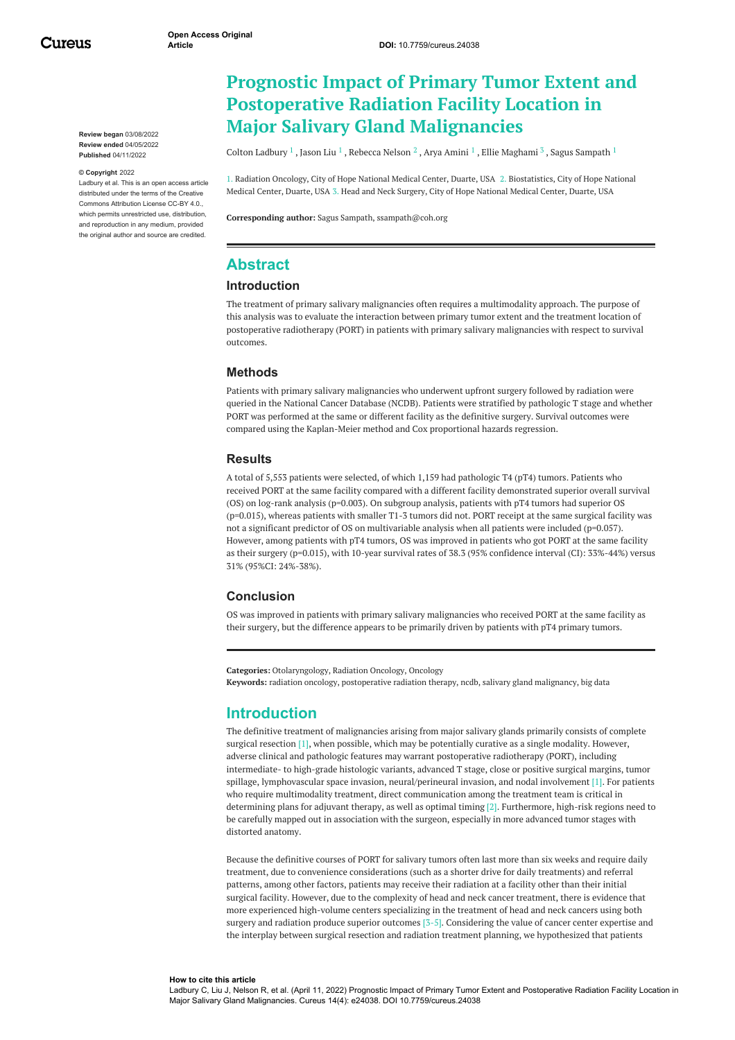Open Access Original Article

DOI: 10.7759/cureus.24038

Review began 03/08/2022
Review ended 04/05/2022
Published 04/11/2022

© Copyright 2022

Ladbury et al. This is an open access article distributed under the terms of the Creative Commons Attribution License CC-BY 4.0., which permits unrestricted use, distribution, and reproduction in any medium, provided the original author and source are credited.

# Prognostic Impact of Primary Tumor Extent and Postoperative Radiation Facility Location in Major Salivary Gland Malignancies

Colton Ladbury [1] , Jason Liu [1] , Rebecca Nelson [2] , Arya Amini [1] , Ellie Maghami [3] , Sagus Sampath [1]

1. Radiation Oncology, City of Hope National Medical Center, Duarte, USA 2. Biostatistics, City of Hope National Medical Center, Duarte, USA 3. Head and Neck Surgery, City of Hope National Medical Center, Duarte, USA

**Corresponding author:** Sagus Sampath, ssampath@coh.org

## Abstract

### Introduction

The treatment of primary salivary malignancies often requires a multimodality approach. The purpose of this analysis was to evaluate the interaction between primary tumor extent and the treatment location of postoperative radiotherapy (PORT) in patients with primary salivary malignancies with respect to survival outcomes.

### Methods

Patients with primary salivary malignancies who underwent upfront surgery followed by radiation were queried in the National Cancer Database (NCDB). Patients were stratified by pathologic T stage and whether PORT was performed at the same or different facility as the definitive surgery. Survival outcomes were compared using the Kaplan-Meier method and Cox proportional hazards regression.

### Results

A total of 5,553 patients were selected, of which 1,159 had pathologic T4 (pT4) tumors. Patients who received PORT at the same facility compared with a different facility demonstrated superior overall survival (OS) on log-rank analysis (p=0.003). On subgroup analysis, patients with pT4 tumors had superior OS (p=0.015), whereas patients with smaller T1-3 tumors did not. PORT receipt at the same surgical facility was not a significant predictor of OS on multivariable analysis when all patients were included (p=0.057). However, among patients with pT4 tumors, OS was improved in patients who got PORT at the same facility as their surgery (p=0.015), with 10-year survival rates of 38.3 (95% confidence interval (CI): 33%-44%) versus 31% (95%CI: 24%-38%).

### Conclusion

OS was improved in patients with primary salivary malignancies who received PORT at the same facility as their surgery, but the difference appears to be primarily driven by patients with pT4 primary tumors.

**Categories:** Otolaryngology, Radiation Oncology, Oncology
**Keywords:** radiation oncology, postoperative radiation therapy, ncdb, salivary gland malignancy, big data

## Introduction

The definitive treatment of malignancies arising from major salivary glands primarily consists of complete surgical resection [1], when possible, which may be potentially curative as a single modality. However, adverse clinical and pathologic features may warrant postoperative radiotherapy (PORT), including intermediate- to high-grade histologic variants, advanced T stage, close or positive surgical margins, tumor spillage, lymphovascular space invasion, neural/perineural invasion, and nodal involvement [1]. For patients who require multimodality treatment, direct communication among the treatment team is critical in determining plans for adjuvant therapy, as well as optimal timing [2]. Furthermore, high-risk regions need to be carefully mapped out in association with the surgeon, especially in more advanced tumor stages with distorted anatomy.

Because the definitive courses of PORT for salivary tumors often last more than six weeks and require daily treatment, due to convenience considerations (such as a shorter drive for daily treatments) and referral patterns, among other factors, patients may receive their radiation at a facility other than their initial surgical facility. However, due to the complexity of head and neck cancer treatment, there is evidence that more experienced high-volume centers specializing in the treatment of head and neck cancers using both surgery and radiation produce superior outcomes [3-5]. Considering the value of cancer center expertise and the interplay between surgical resection and radiation treatment planning, we hypothesized that patients

**How to cite this article**
Ladbury C, Liu J, Nelson R, et al. (April 11, 2022) Prognostic Impact of Primary Tumor Extent and Postoperative Radiation Facility Location in Major Salivary Gland Malignancies. Cureus 14(4): e24038. DOI 10.7759/cureus.24038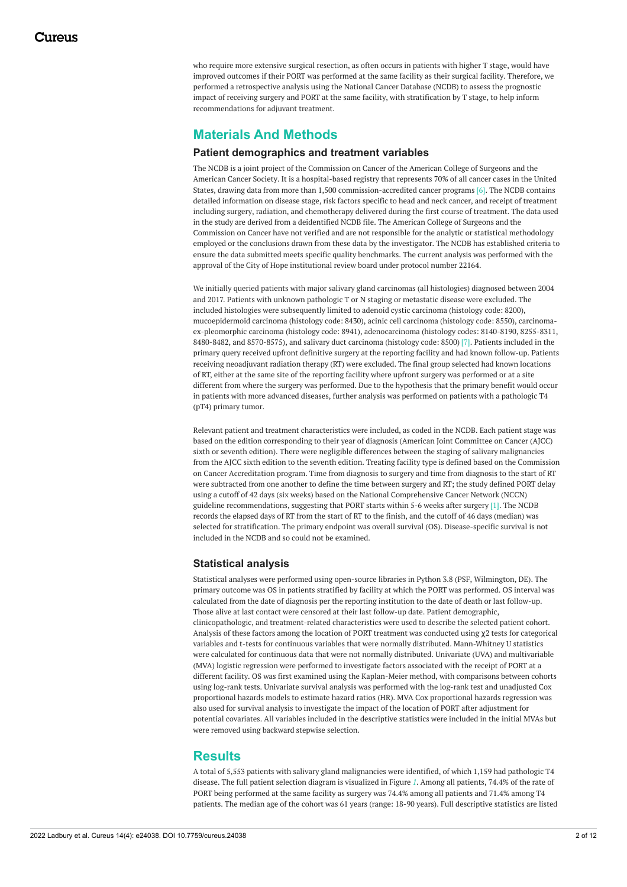who require more extensive surgical resection, as often occurs in patients with higher T stage, would have improved outcomes if their PORT was performed at the same facility as their surgical facility. Therefore, we performed a retrospective analysis using the National Cancer Database (NCDB) to assess the prognostic impact of receiving surgery and PORT at the same facility, with stratification by T stage, to help inform recommendations for adjuvant treatment.

## Materials And Methods

### Patient demographics and treatment variables

The NCDB is a joint project of the Commission on Cancer of the American College of Surgeons and the American Cancer Society. It is a hospital-based registry that represents 70% of all cancer cases in the United States, drawing data from more than 1,500 commission-accredited cancer programs [6]. The NCDB contains detailed information on disease stage, risk factors specific to head and neck cancer, and receipt of treatment including surgery, radiation, and chemotherapy delivered during the first course of treatment. The data used in the study are derived from a deidentified NCDB file. The American College of Surgeons and the Commission on Cancer have not verified and are not responsible for the analytic or statistical methodology employed or the conclusions drawn from these data by the investigator. The NCDB has established criteria to ensure the data submitted meets specific quality benchmarks. The current analysis was performed with the approval of the City of Hope institutional review board under protocol number 22164.

We initially queried patients with major salivary gland carcinomas (all histologies) diagnosed between 2004 and 2017. Patients with unknown pathologic T or N staging or metastatic disease were excluded. The included histologies were subsequently limited to adenoid cystic carcinoma (histology code: 8200), mucoepidermoid carcinoma (histology code: 8430), acinic cell carcinoma (histology code: 8550), carcinoma-ex-pleomorphic carcinoma (histology code: 8941), adenocarcinoma (histology codes: 8140-8190, 8255-8311, 8480-8482, and 8570-8575), and salivary duct carcinoma (histology code: 8500) [7]. Patients included in the primary query received upfront definitive surgery at the reporting facility and had known follow-up. Patients receiving neoadjuvant radiation therapy (RT) were excluded. The final group selected had known locations of RT, either at the same site of the reporting facility where upfront surgery was performed or at a site different from where the surgery was performed. Due to the hypothesis that the primary benefit would occur in patients with more advanced diseases, further analysis was performed on patients with a pathologic T4 (pT4) primary tumor.

Relevant patient and treatment characteristics were included, as coded in the NCDB. Each patient stage was based on the edition corresponding to their year of diagnosis (American Joint Committee on Cancer (AJCC) sixth or seventh edition). There were negligible differences between the staging of salivary malignancies from the AJCC sixth edition to the seventh edition. Treating facility type is defined based on the Commission on Cancer Accreditation program. Time from diagnosis to surgery and time from diagnosis to the start of RT were subtracted from one another to define the time between surgery and RT; the study defined PORT delay using a cutoff of 42 days (six weeks) based on the National Comprehensive Cancer Network (NCCN) guideline recommendations, suggesting that PORT starts within 5-6 weeks after surgery [1]. The NCDB records the elapsed days of RT from the start of RT to the finish, and the cutoff of 46 days (median) was selected for stratification. The primary endpoint was overall survival (OS). Disease-specific survival is not included in the NCDB and so could not be examined.

### Statistical analysis

Statistical analyses were performed using open-source libraries in Python 3.8 (PSF, Wilmington, DE). The primary outcome was OS in patients stratified by facility at which the PORT was performed. OS interval was calculated from the date of diagnosis per the reporting institution to the date of death or last follow-up. Those alive at last contact were censored at their last follow-up date. Patient demographic, clinicopathologic, and treatment-related characteristics were used to describe the selected patient cohort. Analysis of these factors among the location of PORT treatment was conducted using $\chi^2$ tests for categorical variables and t-tests for continuous variables that were normally distributed. Mann-Whitney U statistics were calculated for continuous data that were not normally distributed. Univariate (UVA) and multivariable (MVA) logistic regression were performed to investigate factors associated with the receipt of PORT at a different facility. OS was first examined using the Kaplan-Meier method, with comparisons between cohorts using log-rank tests. Univariate survival analysis was performed with the log-rank test and unadjusted Cox proportional hazards models to estimate hazard ratios (HR). MVA Cox proportional hazards regression was also used for survival analysis to investigate the impact of the location of PORT after adjustment for potential covariates. All variables included in the descriptive statistics were included in the initial MVAs but were removed using backward stepwise selection.

## Results

A total of 5,553 patients with salivary gland malignancies were identified, of which 1,159 had pathologic T4 disease. The full patient selection diagram is visualized in Figure 1. Among all patients, 74.4% of the rate of PORT being performed at the same facility as surgery was 74.4% among all patients and 71.4% among T4 patients. The median age of the cohort was 61 years (range: 18-90 years). Full descriptive statistics are listed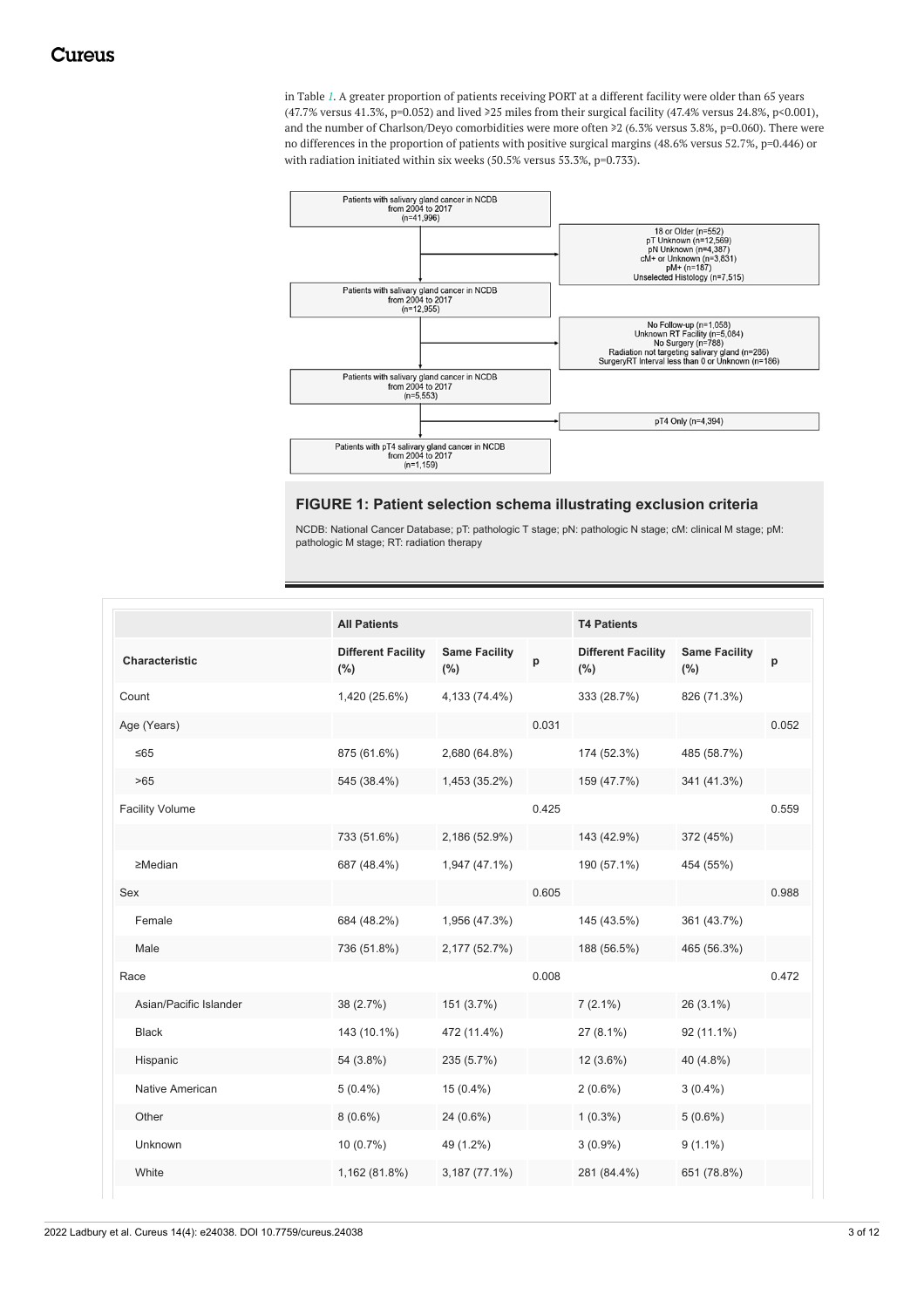in Table 1. A greater proportion of patients receiving PORT at a different facility were older than 65 years (47.7% versus 41.3%, p=0.052) and lived ≥25 miles from their surgical facility (47.4% versus 24.8%, p<0.001), and the number of Charlson/Deyo comorbidities were more often ≥2 (6.3% versus 3.8%, p=0.060). There were no differences in the proportion of patients with positive surgical margins (48.6% versus 52.7%, p=0.446) or with radiation initiated within six weeks (50.5% versus 53.3%, p=0.733).

Patients with salivary gland cancer in NCDB from 2004 to 2017 (n=41,996)

→ 18 or Older (n=552), pT Unknown (n=12,569), pN Unknown (n=4,387), cM+ or Unknown (n=3,831), pM+ (n=187), Unselected Histology (n=7,515)

Patients with salivary gland cancer in NCDB from 2004 to 2017 (n=12,955)

→ No Follow-up (n=1,058), Unknown RT Facility (n=5,084), No Surgery (n=788), Radiation not targeting salivary gland (n=286), SurgeryRT Interval less than 0 or Unknown (n=186)

Patients with salivary gland cancer in NCDB from 2004 to 2017 (n=5,553)

→ pT4 Only (n=4,394)

Patients with pT4 salivary gland cancer in NCDB from 2004 to 2017 (n=1,159)

**FIGURE 1: Patient selection schema illustrating exclusion criteria**

NCDB: National Cancer Database; pT: pathologic T stage; pN: pathologic N stage; cM: clinical M stage; pM: pathologic M stage; RT: radiation therapy

| | All Patients | | | T4 Patients | | |
|---|---|---|---|---|---|---|
| Characteristic | Different Facility (%) | Same Facility (%) | p | Different Facility (%) | Same Facility (%) | p |
| Count | 1,420 (25.6%) | 4,133 (74.4%) | | 333 (28.7%) | 826 (71.3%) | |
| Age (Years) | | | 0.031 | | | 0.052 |
| ≤65 | 875 (61.6%) | 2,680 (64.8%) | | 174 (52.3%) | 485 (58.7%) | |
| >65 | 545 (38.4%) | 1,453 (35.2%) | | 159 (47.7%) | 341 (41.3%) | |
| Facility Volume | | | 0.425 | | | 0.559 |
| | 733 (51.6%) | 2,186 (52.9%) | | 143 (42.9%) | 372 (45%) | |
| ≥Median | 687 (48.4%) | 1,947 (47.1%) | | 190 (57.1%) | 454 (55%) | |
| Sex | | | 0.605 | | | 0.988 |
| Female | 684 (48.2%) | 1,956 (47.3%) | | 145 (43.5%) | 361 (43.7%) | |
| Male | 736 (51.8%) | 2,177 (52.7%) | | 188 (56.5%) | 465 (56.3%) | |
| Race | | | 0.008 | | | 0.472 |
| Asian/Pacific Islander | 38 (2.7%) | 151 (3.7%) | | 7 (2.1%) | 26 (3.1%) | |
| Black | 143 (10.1%) | 472 (11.4%) | | 27 (8.1%) | 92 (11.1%) | |
| Hispanic | 54 (3.8%) | 235 (5.7%) | | 12 (3.6%) | 40 (4.8%) | |
| Native American | 5 (0.4%) | 15 (0.4%) | | 2 (0.6%) | 3 (0.4%) | |
| Other | 8 (0.6%) | 24 (0.6%) | | 1 (0.3%) | 5 (0.6%) | |
| Unknown | 10 (0.7%) | 49 (1.2%) | | 3 (0.9%) | 9 (1.1%) | |
| White | 1,162 (81.8%) | 3,187 (77.1%) | | 281 (84.4%) | 651 (78.8%) | |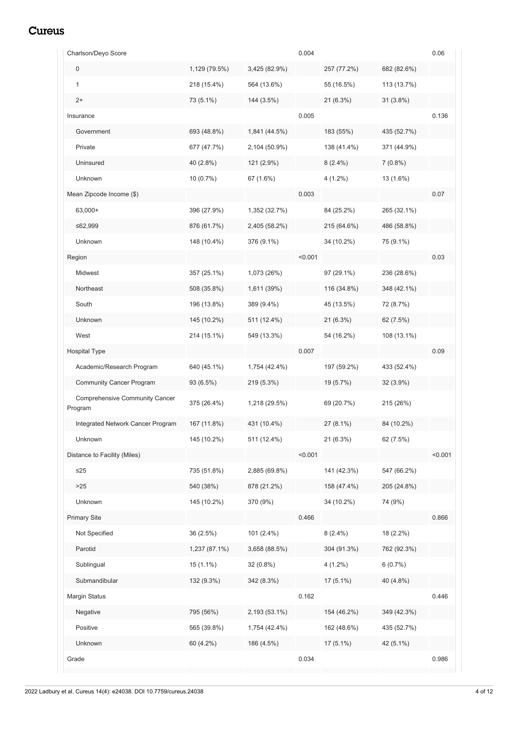| | | | | | | |
|---|---|---|---|---|---|---|
| Charlson/Deyo Score | | | 0.004 | | | 0.06 |
| 0 | 1,129 (79.5%) | 3,425 (82.9%) | | 257 (77.2%) | 682 (82.6%) | |
| 1 | 218 (15.4%) | 564 (13.6%) | | 55 (16.5%) | 113 (13.7%) | |
| 2+ | 73 (5.1%) | 144 (3.5%) | | 21 (6.3%) | 31 (3.8%) | |
| Insurance | | | 0.005 | | | 0.136 |
| Government | 693 (48.8%) | 1,841 (44.5%) | | 183 (55%) | 435 (52.7%) | |
| Private | 677 (47.7%) | 2,104 (50.9%) | | 138 (41.4%) | 371 (44.9%) | |
| Uninsured | 40 (2.8%) | 121 (2.9%) | | 8 (2.4%) | 7 (0.8%) | |
| Unknown | 10 (0.7%) | 67 (1.6%) | | 4 (1.2%) | 13 (1.6%) | |
| Mean Zipcode Income ($) | | | 0.003 | | | 0.07 |
| 63,000+ | 396 (27.9%) | 1,352 (32.7%) | | 84 (25.2%) | 265 (32.1%) | |
| ≤62,999 | 876 (61.7%) | 2,405 (58.2%) | | 215 (64.6%) | 486 (58.8%) | |
| Unknown | 148 (10.4%) | 376 (9.1%) | | 34 (10.2%) | 75 (9.1%) | |
| Region | | | <0.001 | | | 0.03 |
| Midwest | 357 (25.1%) | 1,073 (26%) | | 97 (29.1%) | 236 (28.6%) | |
| Northeast | 508 (35.8%) | 1,611 (39%) | | 116 (34.8%) | 348 (42.1%) | |
| South | 196 (13.8%) | 389 (9.4%) | | 45 (13.5%) | 72 (8.7%) | |
| Unknown | 145 (10.2%) | 511 (12.4%) | | 21 (6.3%) | 62 (7.5%) | |
| West | 214 (15.1%) | 549 (13.3%) | | 54 (16.2%) | 108 (13.1%) | |
| Hospital Type | | | 0.007 | | | 0.09 |
| Academic/Research Program | 640 (45.1%) | 1,754 (42.4%) | | 197 (59.2%) | 433 (52.4%) | |
| Community Cancer Program | 93 (6.5%) | 219 (5.3%) | | 19 (5.7%) | 32 (3.9%) | |
| Comprehensive Community Cancer Program | 375 (26.4%) | 1,218 (29.5%) | | 69 (20.7%) | 215 (26%) | |
| Integrated Network Cancer Program | 167 (11.8%) | 431 (10.4%) | | 27 (8.1%) | 84 (10.2%) | |
| Unknown | 145 (10.2%) | 511 (12.4%) | | 21 (6.3%) | 62 (7.5%) | |
| Distance to Facility (Miles) | | | <0.001 | | | <0.001 |
| ≤25 | 735 (51.8%) | 2,885 (69.8%) | | 141 (42.3%) | 547 (66.2%) | |
| >25 | 540 (38%) | 878 (21.2%) | | 158 (47.4%) | 205 (24.8%) | |
| Unknown | 145 (10.2%) | 370 (9%) | | 34 (10.2%) | 74 (9%) | |
| Primary Site | | | 0.466 | | | 0.866 |
| Not Specified | 36 (2.5%) | 101 (2.4%) | | 8 (2.4%) | 18 (2.2%) | |
| Parotid | 1,237 (87.1%) | 3,658 (88.5%) | | 304 (91.3%) | 762 (92.3%) | |
| Sublingual | 15 (1.1%) | 32 (0.8%) | | 4 (1.2%) | 6 (0.7%) | |
| Submandibular | 132 (9.3%) | 342 (8.3%) | | 17 (5.1%) | 40 (4.8%) | |
| Margin Status | | | 0.162 | | | 0.446 |
| Negative | 795 (56%) | 2,193 (53.1%) | | 154 (46.2%) | 349 (42.3%) | |
| Positive | 565 (39.8%) | 1,754 (42.4%) | | 162 (48.6%) | 435 (52.7%) | |
| Unknown | 60 (4.2%) | 186 (4.5%) | | 17 (5.1%) | 42 (5.1%) | |
| Grade | | | 0.034 | | | 0.986 |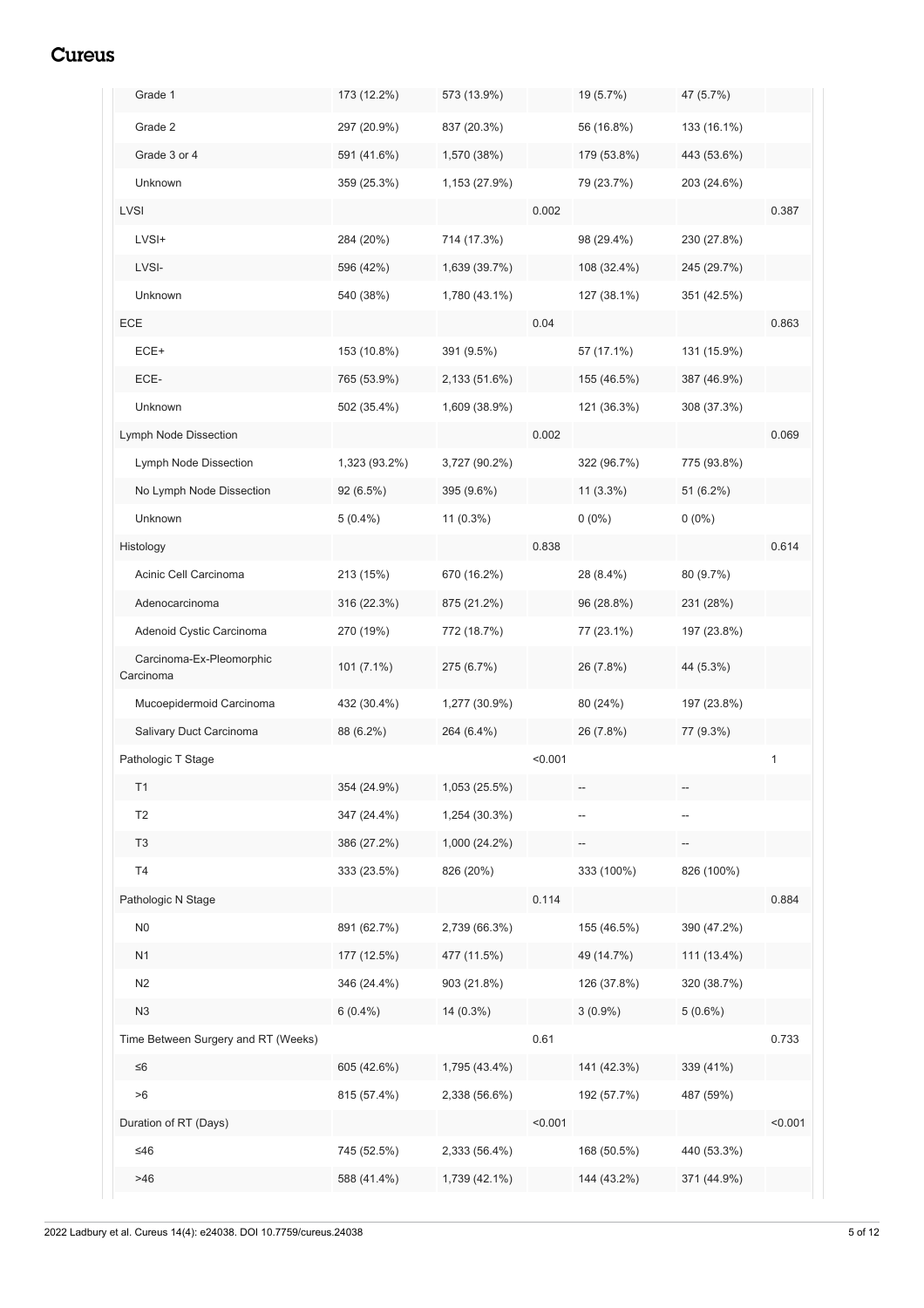| | | | | | | |
|---|---|---|---|---|---|---|
| Grade 1 | 173 (12.2%) | 573 (13.9%) | | 19 (5.7%) | 47 (5.7%) | |
| Grade 2 | 297 (20.9%) | 837 (20.3%) | | 56 (16.8%) | 133 (16.1%) | |
| Grade 3 or 4 | 591 (41.6%) | 1,570 (38%) | | 179 (53.8%) | 443 (53.6%) | |
| Unknown | 359 (25.3%) | 1,153 (27.9%) | | 79 (23.7%) | 203 (24.6%) | |
| LVSI | | | 0.002 | | | 0.387 |
| LVSI+ | 284 (20%) | 714 (17.3%) | | 98 (29.4%) | 230 (27.8%) | |
| LVSI- | 596 (42%) | 1,639 (39.7%) | | 108 (32.4%) | 245 (29.7%) | |
| Unknown | 540 (38%) | 1,780 (43.1%) | | 127 (38.1%) | 351 (42.5%) | |
| ECE | | | 0.04 | | | 0.863 |
| ECE+ | 153 (10.8%) | 391 (9.5%) | | 57 (17.1%) | 131 (15.9%) | |
| ECE- | 765 (53.9%) | 2,133 (51.6%) | | 155 (46.5%) | 387 (46.9%) | |
| Unknown | 502 (35.4%) | 1,609 (38.9%) | | 121 (36.3%) | 308 (37.3%) | |
| Lymph Node Dissection | | | 0.002 | | | 0.069 |
| Lymph Node Dissection | 1,323 (93.2%) | 3,727 (90.2%) | | 322 (96.7%) | 775 (93.8%) | |
| No Lymph Node Dissection | 92 (6.5%) | 395 (9.6%) | | 11 (3.3%) | 51 (6.2%) | |
| Unknown | 5 (0.4%) | 11 (0.3%) | | 0 (0%) | 0 (0%) | |
| Histology | | | 0.838 | | | 0.614 |
| Acinic Cell Carcinoma | 213 (15%) | 670 (16.2%) | | 28 (8.4%) | 80 (9.7%) | |
| Adenocarcinoma | 316 (22.3%) | 875 (21.2%) | | 96 (28.8%) | 231 (28%) | |
| Adenoid Cystic Carcinoma | 270 (19%) | 772 (18.7%) | | 77 (23.1%) | 197 (23.8%) | |
| Carcinoma-Ex-Pleomorphic Carcinoma | 101 (7.1%) | 275 (6.7%) | | 26 (7.8%) | 44 (5.3%) | |
| Mucoepidermoid Carcinoma | 432 (30.4%) | 1,277 (30.9%) | | 80 (24%) | 197 (23.8%) | |
| Salivary Duct Carcinoma | 88 (6.2%) | 264 (6.4%) | | 26 (7.8%) | 77 (9.3%) | |
| Pathologic T Stage | | | <0.001 | | | 1 |
| T1 | 354 (24.9%) | 1,053 (25.5%) | | -- | -- | |
| T2 | 347 (24.4%) | 1,254 (30.3%) | | -- | -- | |
| T3 | 386 (27.2%) | 1,000 (24.2%) | | -- | -- | |
| T4 | 333 (23.5%) | 826 (20%) | | 333 (100%) | 826 (100%) | |
| Pathologic N Stage | | | 0.114 | | | 0.884 |
| N0 | 891 (62.7%) | 2,739 (66.3%) | | 155 (46.5%) | 390 (47.2%) | |
| N1 | 177 (12.5%) | 477 (11.5%) | | 49 (14.7%) | 111 (13.4%) | |
| N2 | 346 (24.4%) | 903 (21.8%) | | 126 (37.8%) | 320 (38.7%) | |
| N3 | 6 (0.4%) | 14 (0.3%) | | 3 (0.9%) | 5 (0.6%) | |
| Time Between Surgery and RT (Weeks) | | | 0.61 | | | 0.733 |
| ≤6 | 605 (42.6%) | 1,795 (43.4%) | | 141 (42.3%) | 339 (41%) | |
| >6 | 815 (57.4%) | 2,338 (56.6%) | | 192 (57.7%) | 487 (59%) | |
| Duration of RT (Days) | | | <0.001 | | | <0.001 |
| ≤46 | 745 (52.5%) | 2,333 (56.4%) | | 168 (50.5%) | 440 (53.3%) | |
| >46 | 588 (41.4%) | 1,739 (42.1%) | | 144 (43.2%) | 371 (44.9%) | |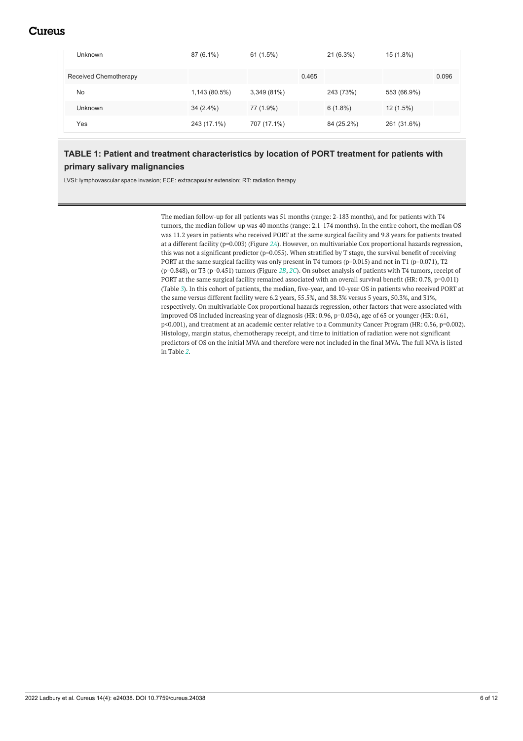| | | | | | | |
|---|---|---|---|---|---|---|
| Unknown | 87 (6.1%) | 61 (1.5%) | | 21 (6.3%) | 15 (1.8%) | |
| Received Chemotherapy | | | 0.465 | | | 0.096 |
| No | 1,143 (80.5%) | 3,349 (81%) | | 243 (73%) | 553 (66.9%) | |
| Unknown | 34 (2.4%) | 77 (1.9%) | | 6 (1.8%) | 12 (1.5%) | |
| Yes | 243 (17.1%) | 707 (17.1%) | | 84 (25.2%) | 261 (31.6%) | |

**TABLE 1: Patient and treatment characteristics by location of PORT treatment for patients with primary salivary malignancies**

LVSI: lymphovascular space invasion; ECE: extracapsular extension; RT: radiation therapy

The median follow-up for all patients was 51 months (range: 2-183 months), and for patients with T4 tumors, the median follow-up was 40 months (range: 2.1-174 months). In the entire cohort, the median OS was 11.2 years in patients who received PORT at the same surgical facility and 9.8 years for patients treated at a different facility (p=0.003) (Figure 2A). However, on multivariable Cox proportional hazards regression, this was not a significant predictor (p=0.055). When stratified by T stage, the survival benefit of receiving PORT at the same surgical facility was only present in T4 tumors (p=0.015) and not in T1 (p=0.071), T2 (p=0.848), or T3 (p=0.451) tumors (Figure 2B, 2C). On subset analysis of patients with T4 tumors, receipt of PORT at the same surgical facility remained associated with an overall survival benefit (HR: 0.78, p=0.011) (Table 3). In this cohort of patients, the median, five-year, and 10-year OS in patients who received PORT at the same versus different facility were 6.2 years, 55.5%, and 38.3% versus 5 years, 50.3%, and 31%, respectively. On multivariable Cox proportional hazards regression, other factors that were associated with improved OS included increasing year of diagnosis (HR: 0.96, p=0.034), age of 65 or younger (HR: 0.61, p<0.001), and treatment at an academic center relative to a Community Cancer Program (HR: 0.56, p=0.002). Histology, margin status, chemotherapy receipt, and time to initiation of radiation were not significant predictors of OS on the initial MVA and therefore were not included in the final MVA. The full MVA is listed in Table 2.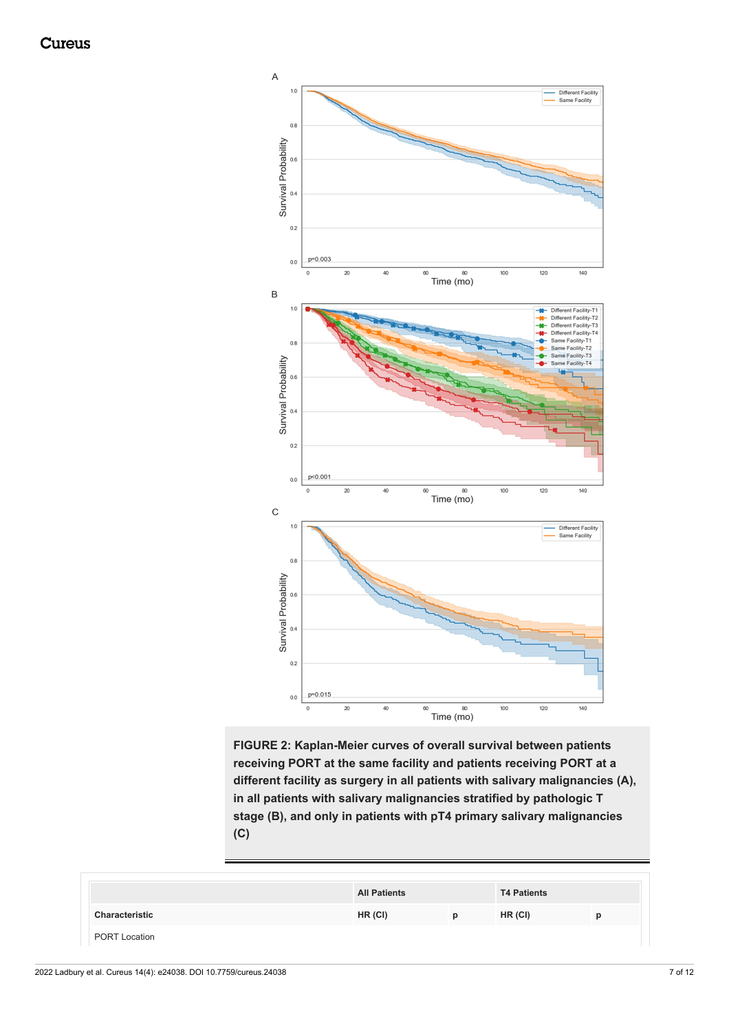FIGURE 2: Kaplan-Meier curves of overall survival between patients receiving PORT at the same facility and patients receiving PORT at a different facility as surgery in all patients with salivary malignancies (A), in all patients with salivary malignancies stratified by pathologic T stage (B), and only in patients with pT4 primary salivary malignancies (C)

| | All Patients | | T4 Patients | |
|---|---|---|---|---|
| Characteristic | HR (CI) | p | HR (CI) | p |
| PORT Location | | | | |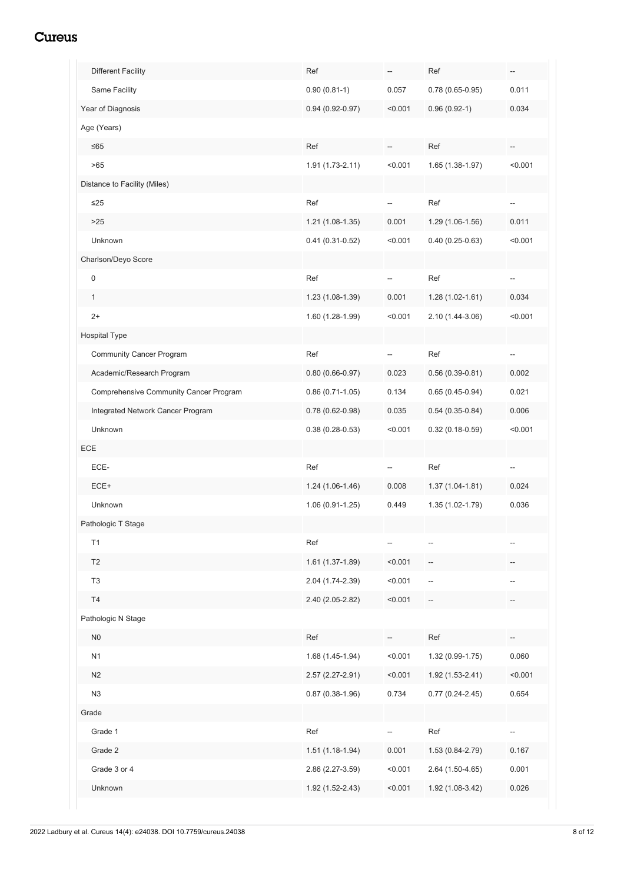| | | | | |
|---|---|---|---|---|
| Different Facility | Ref | -- | Ref | -- |
| Same Facility | 0.90 (0.81-1) | 0.057 | 0.78 (0.65-0.95) | 0.011 |
| Year of Diagnosis | 0.94 (0.92-0.97) | <0.001 | 0.96 (0.92-1) | 0.034 |
| Age (Years) | | | | |
| ≤65 | Ref | -- | Ref | -- |
| >65 | 1.91 (1.73-2.11) | <0.001 | 1.65 (1.38-1.97) | <0.001 |
| Distance to Facility (Miles) | | | | |
| ≤25 | Ref | -- | Ref | -- |
| >25 | 1.21 (1.08-1.35) | 0.001 | 1.29 (1.06-1.56) | 0.011 |
| Unknown | 0.41 (0.31-0.52) | <0.001 | 0.40 (0.25-0.63) | <0.001 |
| Charlson/Deyo Score | | | | |
| 0 | Ref | -- | Ref | -- |
| 1 | 1.23 (1.08-1.39) | 0.001 | 1.28 (1.02-1.61) | 0.034 |
| 2+ | 1.60 (1.28-1.99) | <0.001 | 2.10 (1.44-3.06) | <0.001 |
| Hospital Type | | | | |
| Community Cancer Program | Ref | -- | Ref | -- |
| Academic/Research Program | 0.80 (0.66-0.97) | 0.023 | 0.56 (0.39-0.81) | 0.002 |
| Comprehensive Community Cancer Program | 0.86 (0.71-1.05) | 0.134 | 0.65 (0.45-0.94) | 0.021 |
| Integrated Network Cancer Program | 0.78 (0.62-0.98) | 0.035 | 0.54 (0.35-0.84) | 0.006 |
| Unknown | 0.38 (0.28-0.53) | <0.001 | 0.32 (0.18-0.59) | <0.001 |
| ECE | | | | |
| ECE- | Ref | -- | Ref | -- |
| ECE+ | 1.24 (1.06-1.46) | 0.008 | 1.37 (1.04-1.81) | 0.024 |
| Unknown | 1.06 (0.91-1.25) | 0.449 | 1.35 (1.02-1.79) | 0.036 |
| Pathologic T Stage | | | | |
| T1 | Ref | -- | -- | -- |
| T2 | 1.61 (1.37-1.89) | <0.001 | -- | -- |
| T3 | 2.04 (1.74-2.39) | <0.001 | -- | -- |
| T4 | 2.40 (2.05-2.82) | <0.001 | -- | -- |
| Pathologic N Stage | | | | |
| N0 | Ref | -- | Ref | -- |
| N1 | 1.68 (1.45-1.94) | <0.001 | 1.32 (0.99-1.75) | 0.060 |
| N2 | 2.57 (2.27-2.91) | <0.001 | 1.92 (1.53-2.41) | <0.001 |
| N3 | 0.87 (0.38-1.96) | 0.734 | 0.77 (0.24-2.45) | 0.654 |
| Grade | | | | |
| Grade 1 | Ref | -- | Ref | -- |
| Grade 2 | 1.51 (1.18-1.94) | 0.001 | 1.53 (0.84-2.79) | 0.167 |
| Grade 3 or 4 | 2.86 (2.27-3.59) | <0.001 | 2.64 (1.50-4.65) | 0.001 |
| Unknown | 1.92 (1.52-2.43) | <0.001 | 1.92 (1.08-3.42) | 0.026 |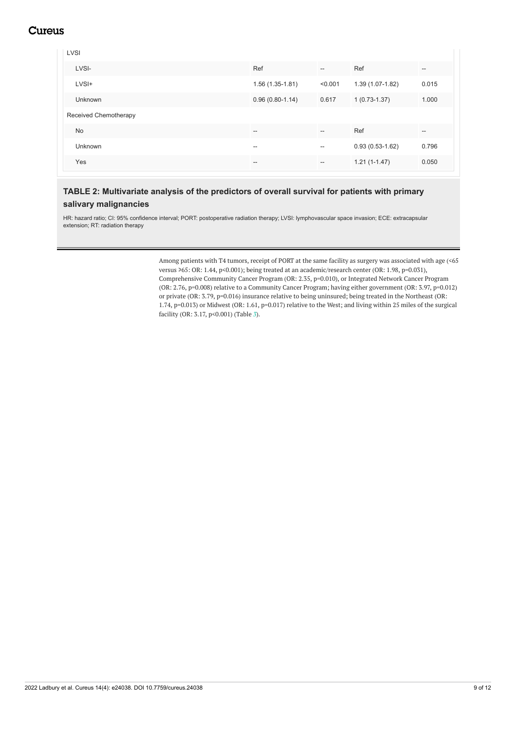| | | | | |
|---|---|---|---|---|
| LVSI | | | | |
| LVSI- | Ref | -- | Ref | -- |
| LVSI+ | 1.56 (1.35-1.81) | <0.001 | 1.39 (1.07-1.82) | 0.015 |
| Unknown | 0.96 (0.80-1.14) | 0.617 | 1 (0.73-1.37) | 1.000 |
| Received Chemotherapy | | | | |
| No | -- | -- | Ref | -- |
| Unknown | -- | -- | 0.93 (0.53-1.62) | 0.796 |
| Yes | -- | -- | 1.21 (1-1.47) | 0.050 |

**TABLE 2: Multivariate analysis of the predictors of overall survival for patients with primary salivary malignancies**

HR: hazard ratio; CI: 95% confidence interval; PORT: postoperative radiation therapy; LVSI: lymphovascular space invasion; ECE: extracapsular extension; RT: radiation therapy

Among patients with T4 tumors, receipt of PORT at the same facility as surgery was associated with age (<65 versus ≥65: OR: 1.44, p<0.001); being treated at an academic/research center (OR: 1.98, p=0.031), Comprehensive Community Cancer Program (OR: 2.35, p=0.010), or Integrated Network Cancer Program (OR: 2.76, p=0.008) relative to a Community Cancer Program; having either government (OR: 3.97, p=0.012) or private (OR: 3.79, p=0.016) insurance relative to being uninsured; being treated in the Northeast (OR: 1.74, p=0.013) or Midwest (OR: 1.61, p=0.017) relative to the West; and living within 25 miles of the surgical facility (OR: 3.17, p<0.001) (Table 3).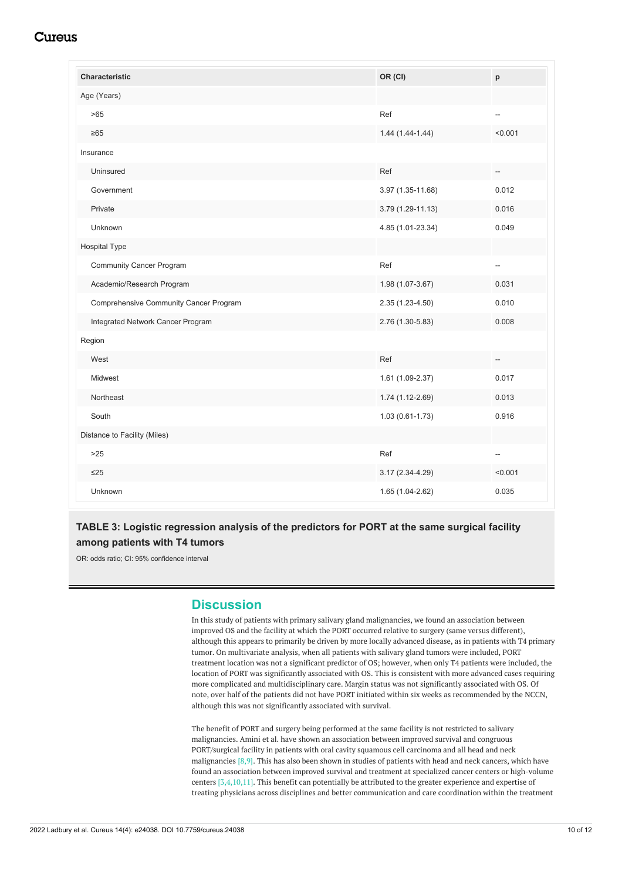| Characteristic | OR (CI) | p |
|---|---|---|
| Age (Years) | | |
| >65 | Ref | -- |
| ≥65 | 1.44 (1.44-1.44) | <0.001 |
| Insurance | | |
| Uninsured | Ref | -- |
| Government | 3.97 (1.35-11.68) | 0.012 |
| Private | 3.79 (1.29-11.13) | 0.016 |
| Unknown | 4.85 (1.01-23.34) | 0.049 |
| Hospital Type | | |
| Community Cancer Program | Ref | -- |
| Academic/Research Program | 1.98 (1.07-3.67) | 0.031 |
| Comprehensive Community Cancer Program | 2.35 (1.23-4.50) | 0.010 |
| Integrated Network Cancer Program | 2.76 (1.30-5.83) | 0.008 |
| Region | | |
| West | Ref | -- |
| Midwest | 1.61 (1.09-2.37) | 0.017 |
| Northeast | 1.74 (1.12-2.69) | 0.013 |
| South | 1.03 (0.61-1.73) | 0.916 |
| Distance to Facility (Miles) | | |
| >25 | Ref | -- |
| ≤25 | 3.17 (2.34-4.29) | <0.001 |
| Unknown | 1.65 (1.04-2.62) | 0.035 |

**TABLE 3: Logistic regression analysis of the predictors for PORT at the same surgical facility among patients with T4 tumors**

OR: odds ratio; CI: 95% confidence interval

## Discussion

In this study of patients with primary salivary gland malignancies, we found an association between improved OS and the facility at which the PORT occurred relative to surgery (same versus different), although this appears to primarily be driven by more locally advanced disease, as in patients with T4 primary tumor. On multivariate analysis, when all patients with salivary gland tumors were included, PORT treatment location was not a significant predictor of OS; however, when only T4 patients were included, the location of PORT was significantly associated with OS. This is consistent with more advanced cases requiring more complicated and multidisciplinary care. Margin status was not significantly associated with OS. Of note, over half of the patients did not have PORT initiated within six weeks as recommended by the NCCN, although this was not significantly associated with survival.

The benefit of PORT and surgery being performed at the same facility is not restricted to salivary malignancies. Amini et al. have shown an association between improved survival and congruous PORT/surgical facility in patients with oral cavity squamous cell carcinoma and all head and neck malignancies [8,9]. This has also been shown in studies of patients with head and neck cancers, which have found an association between improved survival and treatment at specialized cancer centers or high-volume centers [3,4,10,11]. This benefit can potentially be attributed to the greater experience and expertise of treating physicians across disciplines and better communication and care coordination within the treatment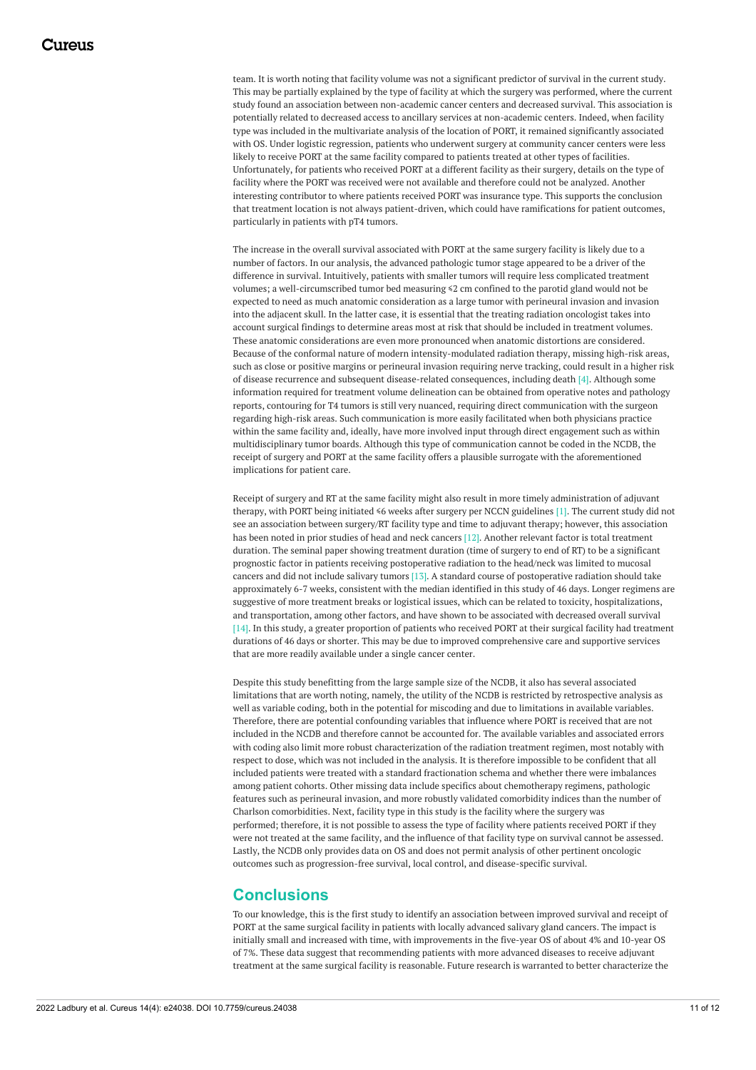team. It is worth noting that facility volume was not a significant predictor of survival in the current study. This may be partially explained by the type of facility at which the surgery was performed, where the current study found an association between non-academic cancer centers and decreased survival. This association is potentially related to decreased access to ancillary services at non-academic centers. Indeed, when facility type was included in the multivariate analysis of the location of PORT, it remained significantly associated with OS. Under logistic regression, patients who underwent surgery at community cancer centers were less likely to receive PORT at the same facility compared to patients treated at other types of facilities. Unfortunately, for patients who received PORT at a different facility as their surgery, details on the type of facility where the PORT was received were not available and therefore could not be analyzed. Another interesting contributor to where patients received PORT was insurance type. This supports the conclusion that treatment location is not always patient-driven, which could have ramifications for patient outcomes, particularly in patients with pT4 tumors.

The increase in the overall survival associated with PORT at the same surgery facility is likely due to a number of factors. In our analysis, the advanced pathologic tumor stage appeared to be a driver of the difference in survival. Intuitively, patients with smaller tumors will require less complicated treatment volumes; a well-circumscribed tumor bed measuring ≤2 cm confined to the parotid gland would not be expected to need as much anatomic consideration as a large tumor with perineural invasion and invasion into the adjacent skull. In the latter case, it is essential that the treating radiation oncologist takes into account surgical findings to determine areas most at risk that should be included in treatment volumes. These anatomic considerations are even more pronounced when anatomic distortions are considered. Because of the conformal nature of modern intensity-modulated radiation therapy, missing high-risk areas, such as close or positive margins or perineural invasion requiring nerve tracking, could result in a higher risk of disease recurrence and subsequent disease-related consequences, including death [4]. Although some information required for treatment volume delineation can be obtained from operative notes and pathology reports, contouring for T4 tumors is still very nuanced, requiring direct communication with the surgeon regarding high-risk areas. Such communication is more easily facilitated when both physicians practice within the same facility and, ideally, have more involved input through direct engagement such as within multidisciplinary tumor boards. Although this type of communication cannot be coded in the NCDB, the receipt of surgery and PORT at the same facility offers a plausible surrogate with the aforementioned implications for patient care.

Receipt of surgery and RT at the same facility might also result in more timely administration of adjuvant therapy, with PORT being initiated ≤6 weeks after surgery per NCCN guidelines [1]. The current study did not see an association between surgery/RT facility type and time to adjuvant therapy; however, this association has been noted in prior studies of head and neck cancers [12]. Another relevant factor is total treatment duration. The seminal paper showing treatment duration (time of surgery to end of RT) to be a significant prognostic factor in patients receiving postoperative radiation to the head/neck was limited to mucosal cancers and did not include salivary tumors [13]. A standard course of postoperative radiation should take approximately 6-7 weeks, consistent with the median identified in this study of 46 days. Longer regimens are suggestive of more treatment breaks or logistical issues, which can be related to toxicity, hospitalizations, and transportation, among other factors, and have shown to be associated with decreased overall survival [14]. In this study, a greater proportion of patients who received PORT at their surgical facility had treatment durations of 46 days or shorter. This may be due to improved comprehensive care and supportive services that are more readily available under a single cancer center.

Despite this study benefitting from the large sample size of the NCDB, it also has several associated limitations that are worth noting, namely, the utility of the NCDB is restricted by retrospective analysis as well as variable coding, both in the potential for miscoding and due to limitations in available variables. Therefore, there are potential confounding variables that influence where PORT is received that are not included in the NCDB and therefore cannot be accounted for. The available variables and associated errors with coding also limit more robust characterization of the radiation treatment regimen, most notably with respect to dose, which was not included in the analysis. It is therefore impossible to be confident that all included patients were treated with a standard fractionation schema and whether there were imbalances among patient cohorts. Other missing data include specifics about chemotherapy regimens, pathologic features such as perineural invasion, and more robustly validated comorbidity indices than the number of Charlson comorbidities. Next, facility type in this study is the facility where the surgery was performed; therefore, it is not possible to assess the type of facility where patients received PORT if they were not treated at the same facility, and the influence of that facility type on survival cannot be assessed. Lastly, the NCDB only provides data on OS and does not permit analysis of other pertinent oncologic outcomes such as progression-free survival, local control, and disease-specific survival.

## Conclusions

To our knowledge, this is the first study to identify an association between improved survival and receipt of PORT at the same surgical facility in patients with locally advanced salivary gland cancers. The impact is initially small and increased with time, with improvements in the five-year OS of about 4% and 10-year OS of 7%. These data suggest that recommending patients with more advanced diseases to receive adjuvant treatment at the same surgical facility is reasonable. Future research is warranted to better characterize the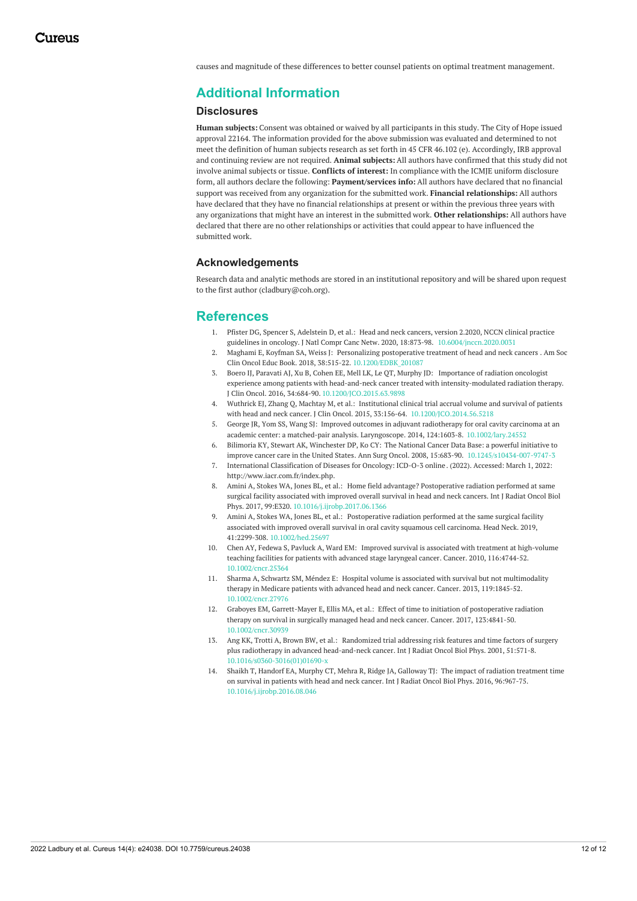causes and magnitude of these differences to better counsel patients on optimal treatment management.

## Additional Information

### Disclosures

**Human subjects:** Consent was obtained or waived by all participants in this study. The City of Hope issued approval 22164. The information provided for the above submission was evaluated and determined to not meet the definition of human subjects research as set forth in 45 CFR 46.102 (e). Accordingly, IRB approval and continuing review are not required. **Animal subjects:** All authors have confirmed that this study did not involve animal subjects or tissue. **Conflicts of interest:** In compliance with the ICMJE uniform disclosure form, all authors declare the following: **Payment/services info:** All authors have declared that no financial support was received from any organization for the submitted work. **Financial relationships:** All authors have declared that they have no financial relationships at present or within the previous three years with any organizations that might have an interest in the submitted work. **Other relationships:** All authors have declared that there are no other relationships or activities that could appear to have influenced the submitted work.

### Acknowledgements

Research data and analytic methods are stored in an institutional repository and will be shared upon request to the first author (cladbury@coh.org).

## References

1. Pfister DG, Spencer S, Adelstein D, et al.: Head and neck cancers, version 2.2020, NCCN clinical practice guidelines in oncology. J Natl Compr Canc Netw. 2020, 18:873-98. 10.6004/jnccn.2020.0031
2. Maghami E, Koyfman SA, Weiss J: Personalizing postoperative treatment of head and neck cancers . Am Soc Clin Oncol Educ Book. 2018, 38:515-22. 10.1200/EDBK_201087
3. Boero IJ, Paravati AJ, Xu B, Cohen EE, Mell LK, Le QT, Murphy JD: Importance of radiation oncologist experience among patients with head-and-neck cancer treated with intensity-modulated radiation therapy. J Clin Oncol. 2016, 34:684-90. 10.1200/JCO.2015.63.9898
4. Wuthrick EJ, Zhang Q, Machtay M, et al.: Institutional clinical trial accrual volume and survival of patients with head and neck cancer. J Clin Oncol. 2015, 33:156-64. 10.1200/JCO.2014.56.5218
5. George JR, Yom SS, Wang SJ: Improved outcomes in adjuvant radiotherapy for oral cavity carcinoma at an academic center: a matched-pair analysis. Laryngoscope. 2014, 124:1603-8. 10.1002/lary.24552
6. Bilimoria KY, Stewart AK, Winchester DP, Ko CY: The National Cancer Data Base: a powerful initiative to improve cancer care in the United States. Ann Surg Oncol. 2008, 15:683-90. 10.1245/s10434-007-9747-3
7. International Classification of Diseases for Oncology: ICD-O-3 online . (2022). Accessed: March 1, 2022: http://www.iacr.com.fr/index.php.
8. Amini A, Stokes WA, Jones BL, et al.: Home field advantage? Postoperative radiation performed at same surgical facility associated with improved overall survival in head and neck cancers. Int J Radiat Oncol Biol Phys. 2017, 99:E320. 10.1016/j.ijrobp.2017.06.1366
9. Amini A, Stokes WA, Jones BL, et al.: Postoperative radiation performed at the same surgical facility associated with improved overall survival in oral cavity squamous cell carcinoma. Head Neck. 2019, 41:2299-308. 10.1002/hed.25697
10. Chen AY, Fedewa S, Pavluck A, Ward EM: Improved survival is associated with treatment at high-volume teaching facilities for patients with advanced stage laryngeal cancer. Cancer. 2010, 116:4744-52. 10.1002/cncr.25364
11. Sharma A, Schwartz SM, Méndez E: Hospital volume is associated with survival but not multimodality therapy in Medicare patients with advanced head and neck cancer. Cancer. 2013, 119:1845-52. 10.1002/cncr.27976
12. Graboyes EM, Garrett-Mayer E, Ellis MA, et al.: Effect of time to initiation of postoperative radiation therapy on survival in surgically managed head and neck cancer. Cancer. 2017, 123:4841-50. 10.1002/cncr.30939
13. Ang KK, Trotti A, Brown BW, et al.: Randomized trial addressing risk features and time factors of surgery plus radiotherapy in advanced head-and-neck cancer. Int J Radiat Oncol Biol Phys. 2001, 51:571-8. 10.1016/s0360-3016(01)01690-x
14. Shaikh T, Handorf EA, Murphy CT, Mehra R, Ridge JA, Galloway TJ: The impact of radiation treatment time on survival in patients with head and neck cancer. Int J Radiat Oncol Biol Phys. 2016, 96:967-75. 10.1016/j.ijrobp.2016.08.046